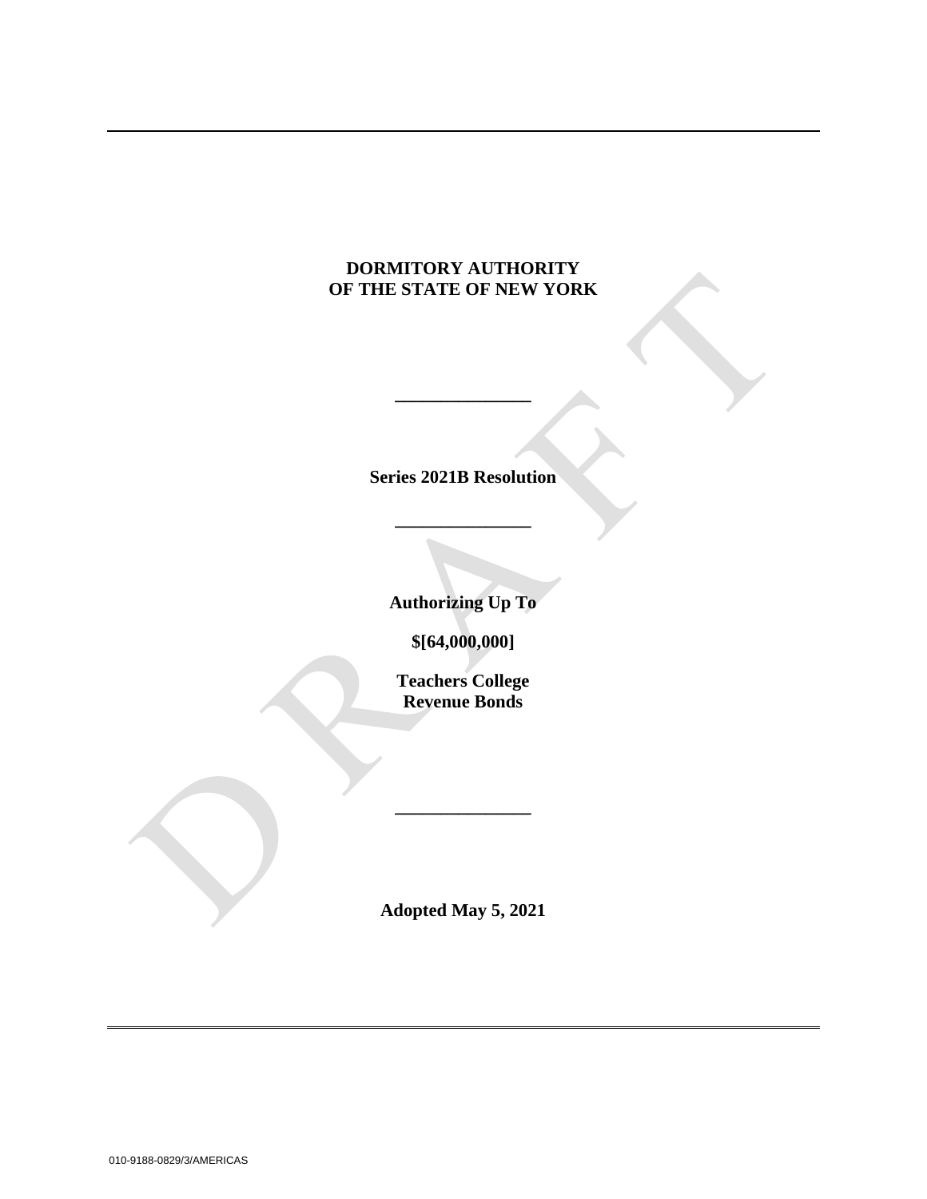**DORMITORY AUTHORITY**
**OF THE STATE OF NEW YORK**

---

**Series 2021B Resolution**

---

**Authorizing Up To**

**$[64,000,000]**

**Teachers College**
**Revenue Bonds**

---

**Adopted May 5, 2021**

010-9188-0829/3/AMERICAS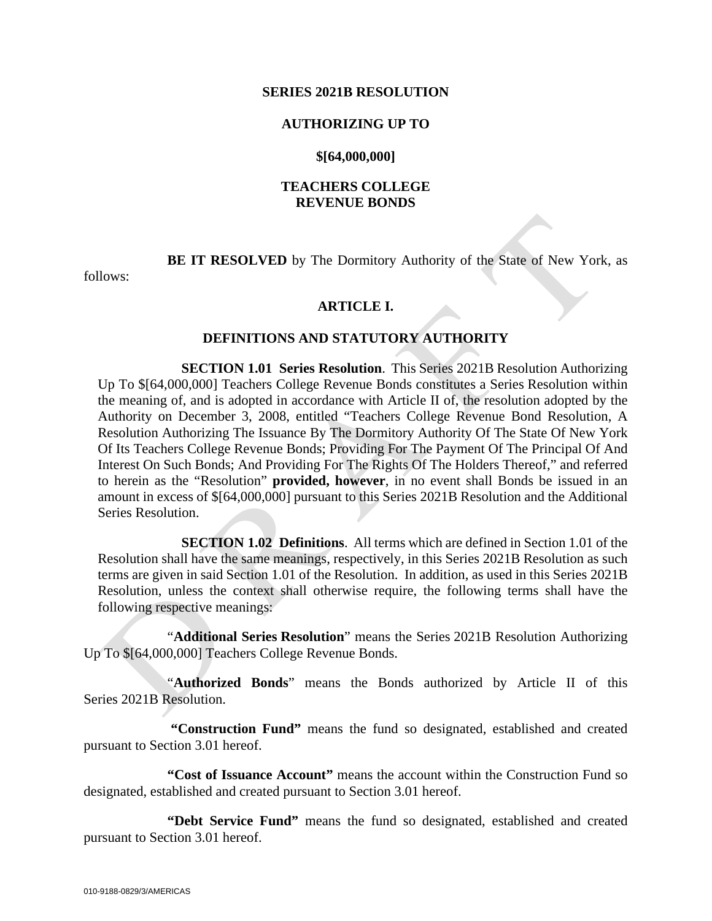**SERIES 2021B RESOLUTION**

**AUTHORIZING UP TO**

**$[64,000,000]**

**TEACHERS COLLEGE**
**REVENUE BONDS**

**BE IT RESOLVED** by The Dormitory Authority of the State of New York, as follows:

## ARTICLE I.

## DEFINITIONS AND STATUTORY AUTHORITY

**SECTION 1.01 Series Resolution**. This Series 2021B Resolution Authorizing Up To $[64,000,000] Teachers College Revenue Bonds constitutes a Series Resolution within the meaning of, and is adopted in accordance with Article II of, the resolution adopted by the Authority on December 3, 2008, entitled "Teachers College Revenue Bond Resolution, A Resolution Authorizing The Issuance By The Dormitory Authority Of The State Of New York Of Its Teachers College Revenue Bonds; Providing For The Payment Of The Principal Of And Interest On Such Bonds; And Providing For The Rights Of The Holders Thereof," and referred to herein as the "Resolution" **provided, however**, in no event shall Bonds be issued in an amount in excess of $[64,000,000] pursuant to this Series 2021B Resolution and the Additional Series Resolution.

**SECTION 1.02 Definitions**. All terms which are defined in Section 1.01 of the Resolution shall have the same meanings, respectively, in this Series 2021B Resolution as such terms are given in said Section 1.01 of the Resolution. In addition, as used in this Series 2021B Resolution, unless the context shall otherwise require, the following terms shall have the following respective meanings:

"**Additional Series Resolution**" means the Series 2021B Resolution Authorizing Up To $[64,000,000] Teachers College Revenue Bonds.

"**Authorized Bonds**" means the Bonds authorized by Article II of this Series 2021B Resolution.

**"Construction Fund"** means the fund so designated, established and created pursuant to Section 3.01 hereof.

**"Cost of Issuance Account"** means the account within the Construction Fund so designated, established and created pursuant to Section 3.01 hereof.

**"Debt Service Fund"** means the fund so designated, established and created pursuant to Section 3.01 hereof.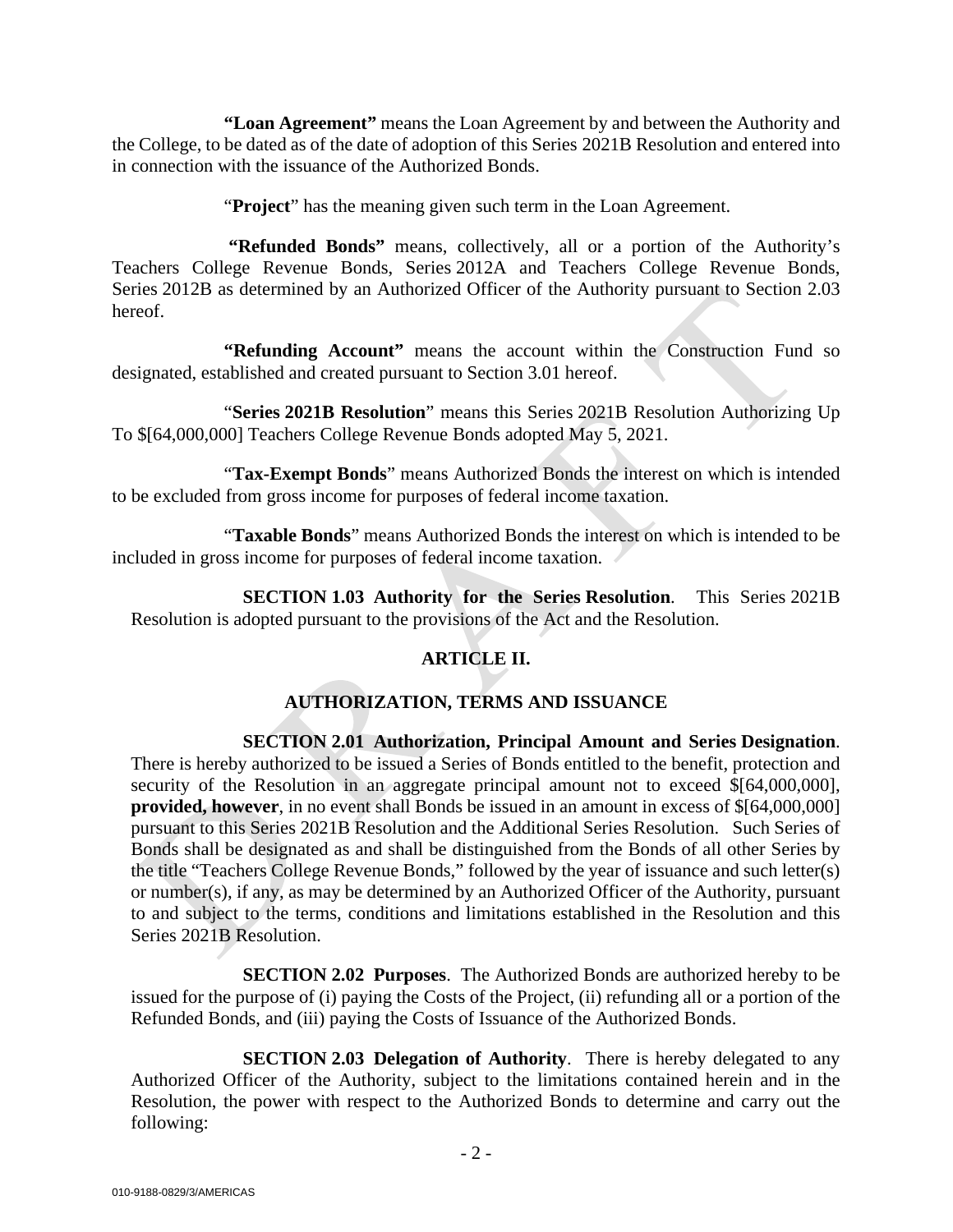**"Loan Agreement"** means the Loan Agreement by and between the Authority and the College, to be dated as of the date of adoption of this Series 2021B Resolution and entered into in connection with the issuance of the Authorized Bonds.

"**Project**" has the meaning given such term in the Loan Agreement.

**"Refunded Bonds"** means, collectively, all or a portion of the Authority's Teachers College Revenue Bonds, Series 2012A and Teachers College Revenue Bonds, Series 2012B as determined by an Authorized Officer of the Authority pursuant to Section 2.03 hereof.

**"Refunding Account"** means the account within the Construction Fund so designated, established and created pursuant to Section 3.01 hereof.

"**Series 2021B Resolution**" means this Series 2021B Resolution Authorizing Up To $[64,000,000] Teachers College Revenue Bonds adopted May 5, 2021.

"**Tax-Exempt Bonds**" means Authorized Bonds the interest on which is intended to be excluded from gross income for purposes of federal income taxation.

"**Taxable Bonds**" means Authorized Bonds the interest on which is intended to be included in gross income for purposes of federal income taxation.

**SECTION 1.03 Authority for the Series Resolution**. This Series 2021B Resolution is adopted pursuant to the provisions of the Act and the Resolution.

## ARTICLE II.

## AUTHORIZATION, TERMS AND ISSUANCE

**SECTION 2.01 Authorization, Principal Amount and Series Designation**. There is hereby authorized to be issued a Series of Bonds entitled to the benefit, protection and security of the Resolution in an aggregate principal amount not to exceed $[64,000,000], **provided, however**, in no event shall Bonds be issued in an amount in excess of $[64,000,000] pursuant to this Series 2021B Resolution and the Additional Series Resolution. Such Series of Bonds shall be designated as and shall be distinguished from the Bonds of all other Series by the title "Teachers College Revenue Bonds," followed by the year of issuance and such letter(s) or number(s), if any, as may be determined by an Authorized Officer of the Authority, pursuant to and subject to the terms, conditions and limitations established in the Resolution and this Series 2021B Resolution.

**SECTION 2.02 Purposes**. The Authorized Bonds are authorized hereby to be issued for the purpose of (i) paying the Costs of the Project, (ii) refunding all or a portion of the Refunded Bonds, and (iii) paying the Costs of Issuance of the Authorized Bonds.

**SECTION 2.03 Delegation of Authority**. There is hereby delegated to any Authorized Officer of the Authority, subject to the limitations contained herein and in the Resolution, the power with respect to the Authorized Bonds to determine and carry out the following: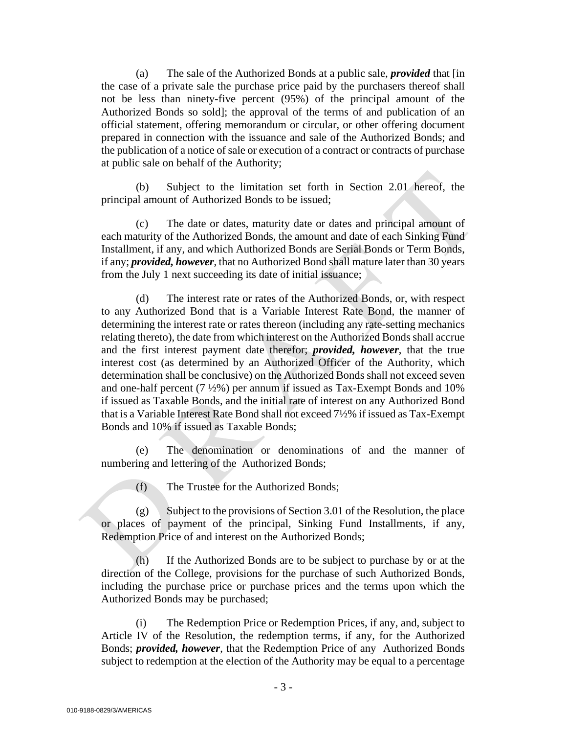(a) The sale of the Authorized Bonds at a public sale, ***provided*** that [in the case of a private sale the purchase price paid by the purchasers thereof shall not be less than ninety-five percent (95%) of the principal amount of the Authorized Bonds so sold]; the approval of the terms of and publication of an official statement, offering memorandum or circular, or other offering document prepared in connection with the issuance and sale of the Authorized Bonds; and the publication of a notice of sale or execution of a contract or contracts of purchase at public sale on behalf of the Authority;

(b) Subject to the limitation set forth in Section 2.01 hereof, the principal amount of Authorized Bonds to be issued;

(c) The date or dates, maturity date or dates and principal amount of each maturity of the Authorized Bonds, the amount and date of each Sinking Fund Installment, if any, and which Authorized Bonds are Serial Bonds or Term Bonds, if any; ***provided, however***, that no Authorized Bond shall mature later than 30 years from the July 1 next succeeding its date of initial issuance;

(d) The interest rate or rates of the Authorized Bonds, or, with respect to any Authorized Bond that is a Variable Interest Rate Bond, the manner of determining the interest rate or rates thereon (including any rate-setting mechanics relating thereto), the date from which interest on the Authorized Bonds shall accrue and the first interest payment date therefor; ***provided, however***, that the true interest cost (as determined by an Authorized Officer of the Authority, which determination shall be conclusive) on the Authorized Bonds shall not exceed seven and one-half percent (7 ½%) per annum if issued as Tax-Exempt Bonds and 10% if issued as Taxable Bonds, and the initial rate of interest on any Authorized Bond that is a Variable Interest Rate Bond shall not exceed 7½% if issued as Tax-Exempt Bonds and 10% if issued as Taxable Bonds;

(e) The denomination or denominations of and the manner of numbering and lettering of the Authorized Bonds;

(f) The Trustee for the Authorized Bonds;

(g) Subject to the provisions of Section 3.01 of the Resolution, the place or places of payment of the principal, Sinking Fund Installments, if any, Redemption Price of and interest on the Authorized Bonds;

(h) If the Authorized Bonds are to be subject to purchase by or at the direction of the College, provisions for the purchase of such Authorized Bonds, including the purchase price or purchase prices and the terms upon which the Authorized Bonds may be purchased;

(i) The Redemption Price or Redemption Prices, if any, and, subject to Article IV of the Resolution, the redemption terms, if any, for the Authorized Bonds; ***provided, however***, that the Redemption Price of any Authorized Bonds subject to redemption at the election of the Authority may be equal to a percentage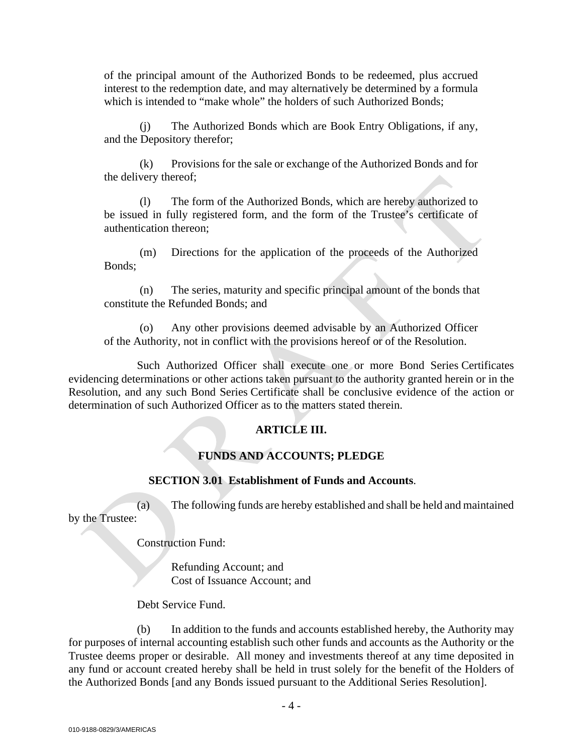of the principal amount of the Authorized Bonds to be redeemed, plus accrued interest to the redemption date, and may alternatively be determined by a formula which is intended to "make whole" the holders of such Authorized Bonds;

(j) The Authorized Bonds which are Book Entry Obligations, if any, and the Depository therefor;

(k) Provisions for the sale or exchange of the Authorized Bonds and for the delivery thereof;

(l) The form of the Authorized Bonds, which are hereby authorized to be issued in fully registered form, and the form of the Trustee's certificate of authentication thereon;

(m) Directions for the application of the proceeds of the Authorized Bonds;

(n) The series, maturity and specific principal amount of the bonds that constitute the Refunded Bonds; and

(o) Any other provisions deemed advisable by an Authorized Officer of the Authority, not in conflict with the provisions hereof or of the Resolution.

Such Authorized Officer shall execute one or more Bond Series Certificates evidencing determinations or other actions taken pursuant to the authority granted herein or in the Resolution, and any such Bond Series Certificate shall be conclusive evidence of the action or determination of such Authorized Officer as to the matters stated therein.

## ARTICLE III.

## FUNDS AND ACCOUNTS; PLEDGE

### SECTION 3.01 Establishment of Funds and Accounts.

(a) The following funds are hereby established and shall be held and maintained by the Trustee:

Construction Fund:

Refunding Account; and
Cost of Issuance Account; and

Debt Service Fund.

(b) In addition to the funds and accounts established hereby, the Authority may for purposes of internal accounting establish such other funds and accounts as the Authority or the Trustee deems proper or desirable. All money and investments thereof at any time deposited in any fund or account created hereby shall be held in trust solely for the benefit of the Holders of the Authorized Bonds [and any Bonds issued pursuant to the Additional Series Resolution].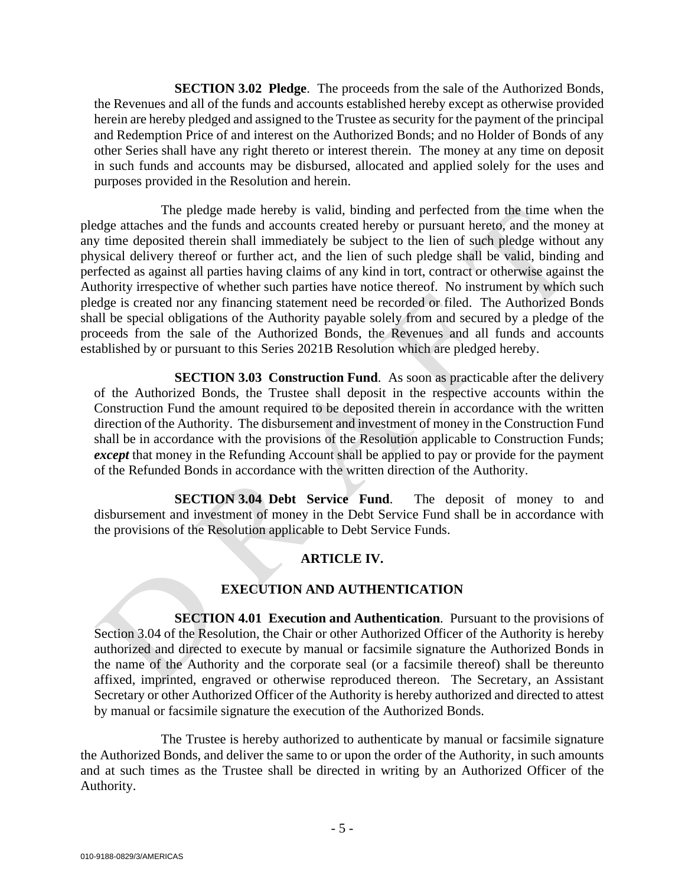**SECTION 3.02 Pledge**. The proceeds from the sale of the Authorized Bonds, the Revenues and all of the funds and accounts established hereby except as otherwise provided herein are hereby pledged and assigned to the Trustee as security for the payment of the principal and Redemption Price of and interest on the Authorized Bonds; and no Holder of Bonds of any other Series shall have any right thereto or interest therein. The money at any time on deposit in such funds and accounts may be disbursed, allocated and applied solely for the uses and purposes provided in the Resolution and herein.

The pledge made hereby is valid, binding and perfected from the time when the pledge attaches and the funds and accounts created hereby or pursuant hereto, and the money at any time deposited therein shall immediately be subject to the lien of such pledge without any physical delivery thereof or further act, and the lien of such pledge shall be valid, binding and perfected as against all parties having claims of any kind in tort, contract or otherwise against the Authority irrespective of whether such parties have notice thereof. No instrument by which such pledge is created nor any financing statement need be recorded or filed. The Authorized Bonds shall be special obligations of the Authority payable solely from and secured by a pledge of the proceeds from the sale of the Authorized Bonds, the Revenues and all funds and accounts established by or pursuant to this Series 2021B Resolution which are pledged hereby.

**SECTION 3.03 Construction Fund**. As soon as practicable after the delivery of the Authorized Bonds, the Trustee shall deposit in the respective accounts within the Construction Fund the amount required to be deposited therein in accordance with the written direction of the Authority. The disbursement and investment of money in the Construction Fund shall be in accordance with the provisions of the Resolution applicable to Construction Funds; ***except*** that money in the Refunding Account shall be applied to pay or provide for the payment of the Refunded Bonds in accordance with the written direction of the Authority.

**SECTION 3.04 Debt Service Fund**. The deposit of money to and disbursement and investment of money in the Debt Service Fund shall be in accordance with the provisions of the Resolution applicable to Debt Service Funds.

## ARTICLE IV.

## EXECUTION AND AUTHENTICATION

**SECTION 4.01 Execution and Authentication**. Pursuant to the provisions of Section 3.04 of the Resolution, the Chair or other Authorized Officer of the Authority is hereby authorized and directed to execute by manual or facsimile signature the Authorized Bonds in the name of the Authority and the corporate seal (or a facsimile thereof) shall be thereunto affixed, imprinted, engraved or otherwise reproduced thereon. The Secretary, an Assistant Secretary or other Authorized Officer of the Authority is hereby authorized and directed to attest by manual or facsimile signature the execution of the Authorized Bonds.

The Trustee is hereby authorized to authenticate by manual or facsimile signature the Authorized Bonds, and deliver the same to or upon the order of the Authority, in such amounts and at such times as the Trustee shall be directed in writing by an Authorized Officer of the Authority.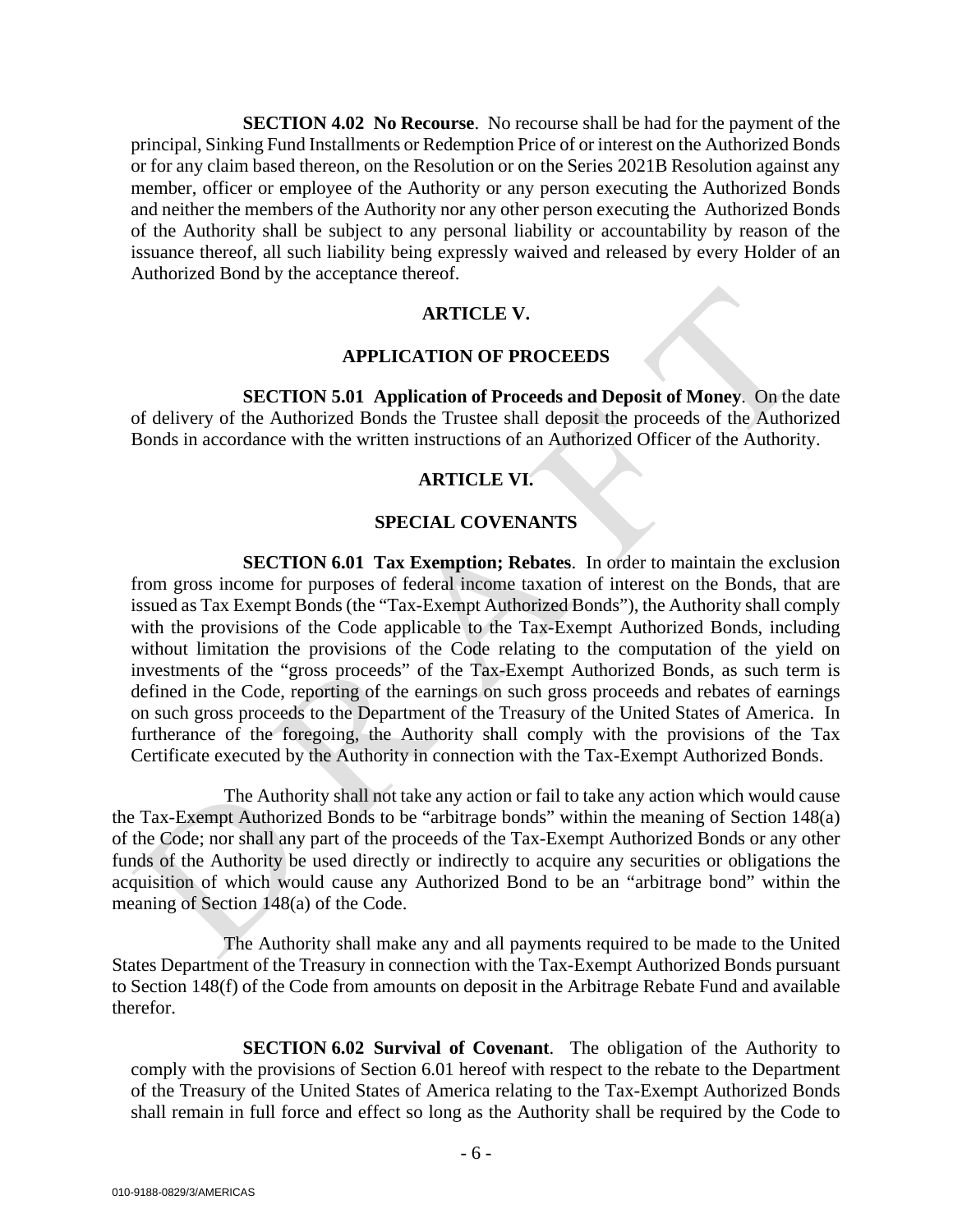**SECTION 4.02 No Recourse**. No recourse shall be had for the payment of the principal, Sinking Fund Installments or Redemption Price of or interest on the Authorized Bonds or for any claim based thereon, on the Resolution or on the Series 2021B Resolution against any member, officer or employee of the Authority or any person executing the Authorized Bonds and neither the members of the Authority nor any other person executing the Authorized Bonds of the Authority shall be subject to any personal liability or accountability by reason of the issuance thereof, all such liability being expressly waived and released by every Holder of an Authorized Bond by the acceptance thereof.

## ARTICLE V.

## APPLICATION OF PROCEEDS

**SECTION 5.01 Application of Proceeds and Deposit of Money**. On the date of delivery of the Authorized Bonds the Trustee shall deposit the proceeds of the Authorized Bonds in accordance with the written instructions of an Authorized Officer of the Authority.

## ARTICLE VI.

## SPECIAL COVENANTS

**SECTION 6.01 Tax Exemption; Rebates**. In order to maintain the exclusion from gross income for purposes of federal income taxation of interest on the Bonds, that are issued as Tax Exempt Bonds (the "Tax-Exempt Authorized Bonds"), the Authority shall comply with the provisions of the Code applicable to the Tax-Exempt Authorized Bonds, including without limitation the provisions of the Code relating to the computation of the yield on investments of the "gross proceeds" of the Tax-Exempt Authorized Bonds, as such term is defined in the Code, reporting of the earnings on such gross proceeds and rebates of earnings on such gross proceeds to the Department of the Treasury of the United States of America. In furtherance of the foregoing, the Authority shall comply with the provisions of the Tax Certificate executed by the Authority in connection with the Tax-Exempt Authorized Bonds.

The Authority shall not take any action or fail to take any action which would cause the Tax-Exempt Authorized Bonds to be "arbitrage bonds" within the meaning of Section 148(a) of the Code; nor shall any part of the proceeds of the Tax-Exempt Authorized Bonds or any other funds of the Authority be used directly or indirectly to acquire any securities or obligations the acquisition of which would cause any Authorized Bond to be an "arbitrage bond" within the meaning of Section 148(a) of the Code.

The Authority shall make any and all payments required to be made to the United States Department of the Treasury in connection with the Tax-Exempt Authorized Bonds pursuant to Section 148(f) of the Code from amounts on deposit in the Arbitrage Rebate Fund and available therefor.

**SECTION 6.02 Survival of Covenant**. The obligation of the Authority to comply with the provisions of Section 6.01 hereof with respect to the rebate to the Department of the Treasury of the United States of America relating to the Tax-Exempt Authorized Bonds shall remain in full force and effect so long as the Authority shall be required by the Code to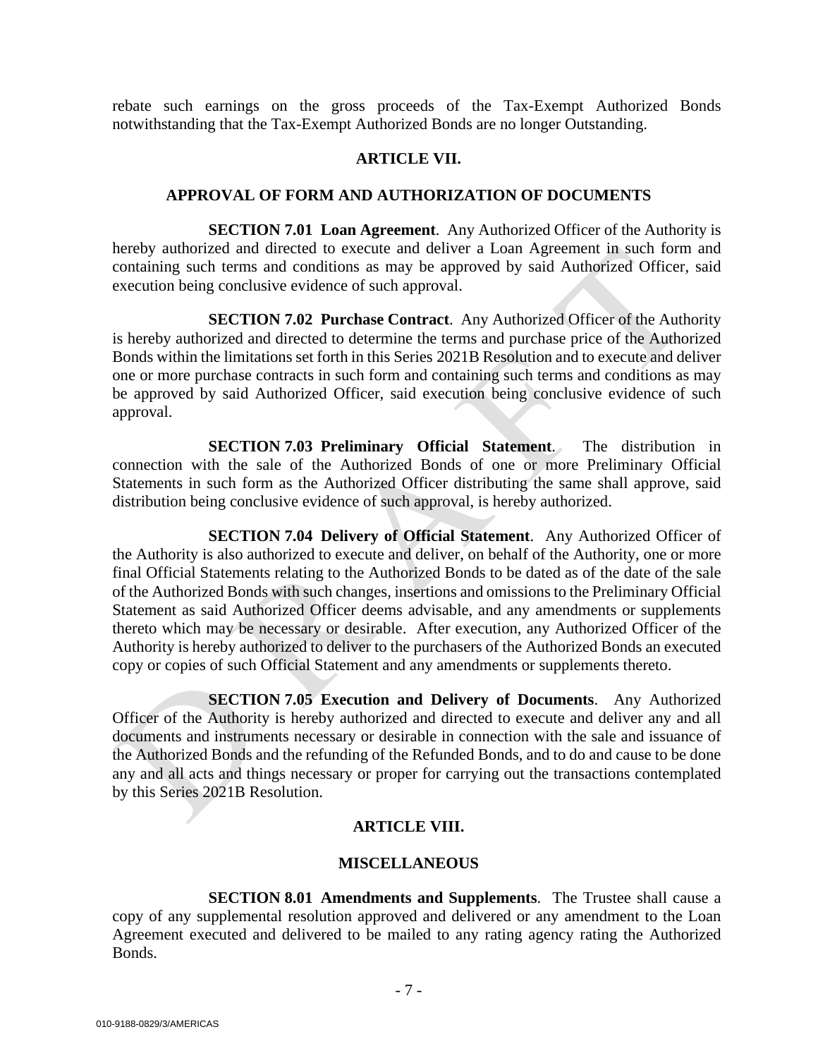rebate such earnings on the gross proceeds of the Tax-Exempt Authorized Bonds notwithstanding that the Tax-Exempt Authorized Bonds are no longer Outstanding.

## ARTICLE VII.

## APPROVAL OF FORM AND AUTHORIZATION OF DOCUMENTS

**SECTION 7.01 Loan Agreement**. Any Authorized Officer of the Authority is hereby authorized and directed to execute and deliver a Loan Agreement in such form and containing such terms and conditions as may be approved by said Authorized Officer, said execution being conclusive evidence of such approval.

**SECTION 7.02 Purchase Contract**. Any Authorized Officer of the Authority is hereby authorized and directed to determine the terms and purchase price of the Authorized Bonds within the limitations set forth in this Series 2021B Resolution and to execute and deliver one or more purchase contracts in such form and containing such terms and conditions as may be approved by said Authorized Officer, said execution being conclusive evidence of such approval.

**SECTION 7.03 Preliminary Official Statement**. The distribution in connection with the sale of the Authorized Bonds of one or more Preliminary Official Statements in such form as the Authorized Officer distributing the same shall approve, said distribution being conclusive evidence of such approval, is hereby authorized.

**SECTION 7.04 Delivery of Official Statement**. Any Authorized Officer of the Authority is also authorized to execute and deliver, on behalf of the Authority, one or more final Official Statements relating to the Authorized Bonds to be dated as of the date of the sale of the Authorized Bonds with such changes, insertions and omissions to the Preliminary Official Statement as said Authorized Officer deems advisable, and any amendments or supplements thereto which may be necessary or desirable. After execution, any Authorized Officer of the Authority is hereby authorized to deliver to the purchasers of the Authorized Bonds an executed copy or copies of such Official Statement and any amendments or supplements thereto.

**SECTION 7.05 Execution and Delivery of Documents**. Any Authorized Officer of the Authority is hereby authorized and directed to execute and deliver any and all documents and instruments necessary or desirable in connection with the sale and issuance of the Authorized Bonds and the refunding of the Refunded Bonds, and to do and cause to be done any and all acts and things necessary or proper for carrying out the transactions contemplated by this Series 2021B Resolution.

## ARTICLE VIII.

## MISCELLANEOUS

**SECTION 8.01 Amendments and Supplements**. The Trustee shall cause a copy of any supplemental resolution approved and delivered or any amendment to the Loan Agreement executed and delivered to be mailed to any rating agency rating the Authorized Bonds.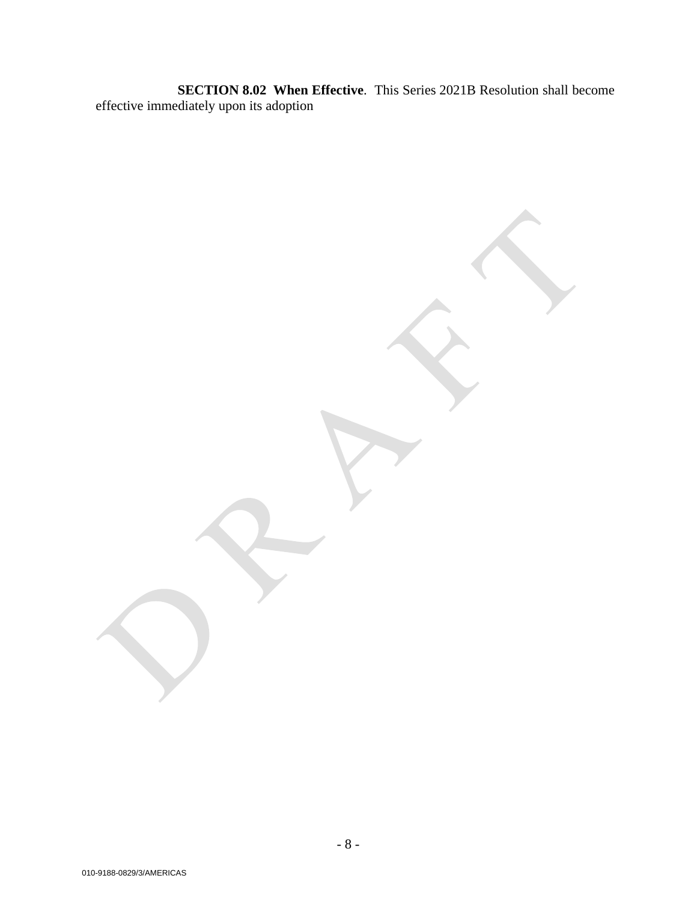**SECTION 8.02 When Effective**. This Series 2021B Resolution shall become effective immediately upon its adoption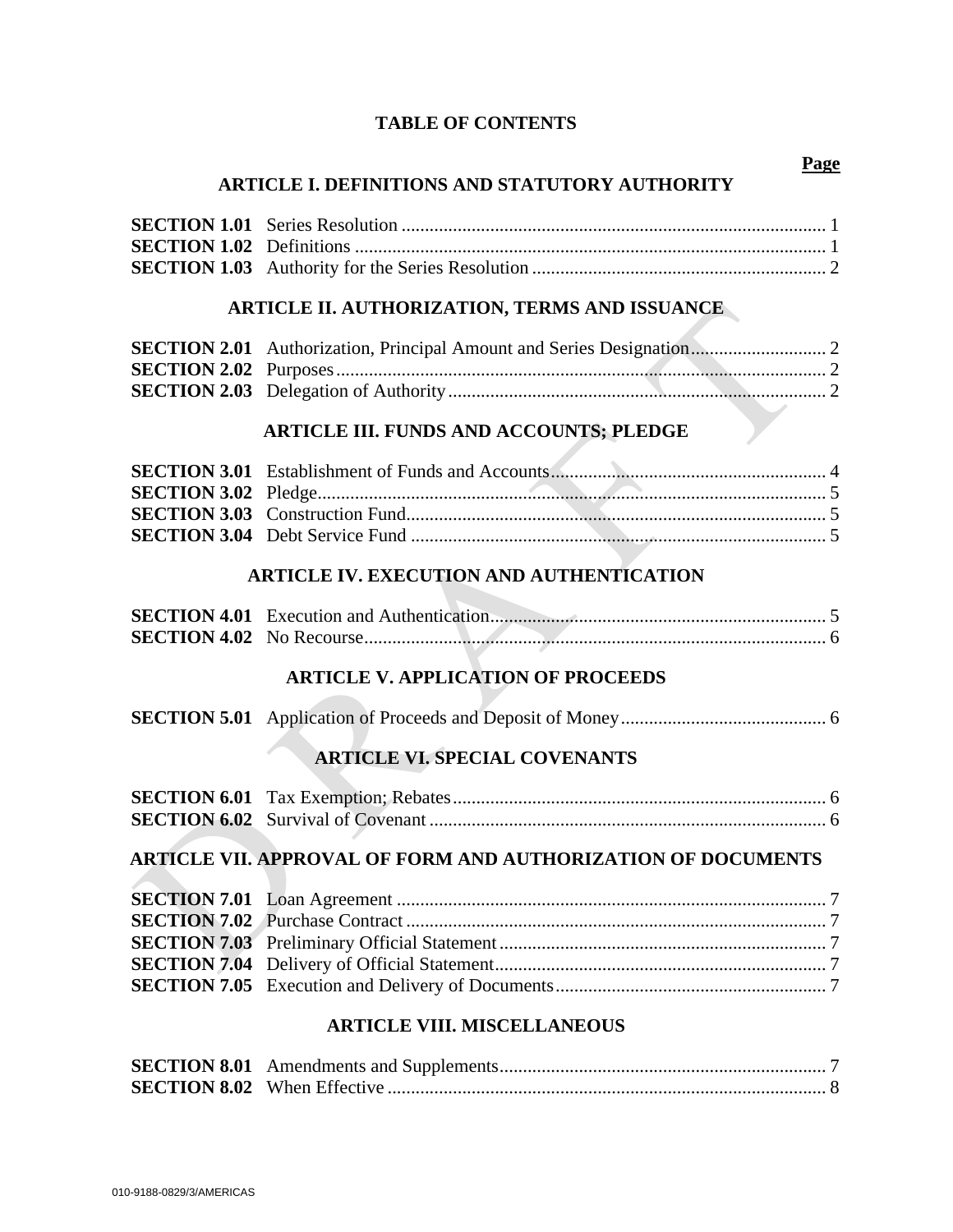# TABLE OF CONTENTS

| | | Page |
|---|---|---|
| **ARTICLE I. DEFINITIONS AND STATUTORY AUTHORITY** | | |
| **SECTION 1.01** | Series Resolution | 1 |
| **SECTION 1.02** | Definitions | 1 |
| **SECTION 1.03** | Authority for the Series Resolution | 2 |
| **ARTICLE II. AUTHORIZATION, TERMS AND ISSUANCE** | | |
| **SECTION 2.01** | Authorization, Principal Amount and Series Designation | 2 |
| **SECTION 2.02** | Purposes | 2 |
| **SECTION 2.03** | Delegation of Authority | 2 |
| **ARTICLE III. FUNDS AND ACCOUNTS; PLEDGE** | | |
| **SECTION 3.01** | Establishment of Funds and Accounts | 4 |
| **SECTION 3.02** | Pledge | 5 |
| **SECTION 3.03** | Construction Fund | 5 |
| **SECTION 3.04** | Debt Service Fund | 5 |
| **ARTICLE IV. EXECUTION AND AUTHENTICATION** | | |
| **SECTION 4.01** | Execution and Authentication | 5 |
| **SECTION 4.02** | No Recourse | 6 |
| **ARTICLE V. APPLICATION OF PROCEEDS** | | |
| **SECTION 5.01** | Application of Proceeds and Deposit of Money | 6 |
| **ARTICLE VI. SPECIAL COVENANTS** | | |
| **SECTION 6.01** | Tax Exemption; Rebates | 6 |
| **SECTION 6.02** | Survival of Covenant | 6 |
| **ARTICLE VII. APPROVAL OF FORM AND AUTHORIZATION OF DOCUMENTS** | | |
| **SECTION 7.01** | Loan Agreement | 7 |
| **SECTION 7.02** | Purchase Contract | 7 |
| **SECTION 7.03** | Preliminary Official Statement | 7 |
| **SECTION 7.04** | Delivery of Official Statement | 7 |
| **SECTION 7.05** | Execution and Delivery of Documents | 7 |
| **ARTICLE VIII. MISCELLANEOUS** | | |
| **SECTION 8.01** | Amendments and Supplements | 7 |
| **SECTION 8.02** | When Effective | 8 |

010-9188-0829/3/AMERICAS